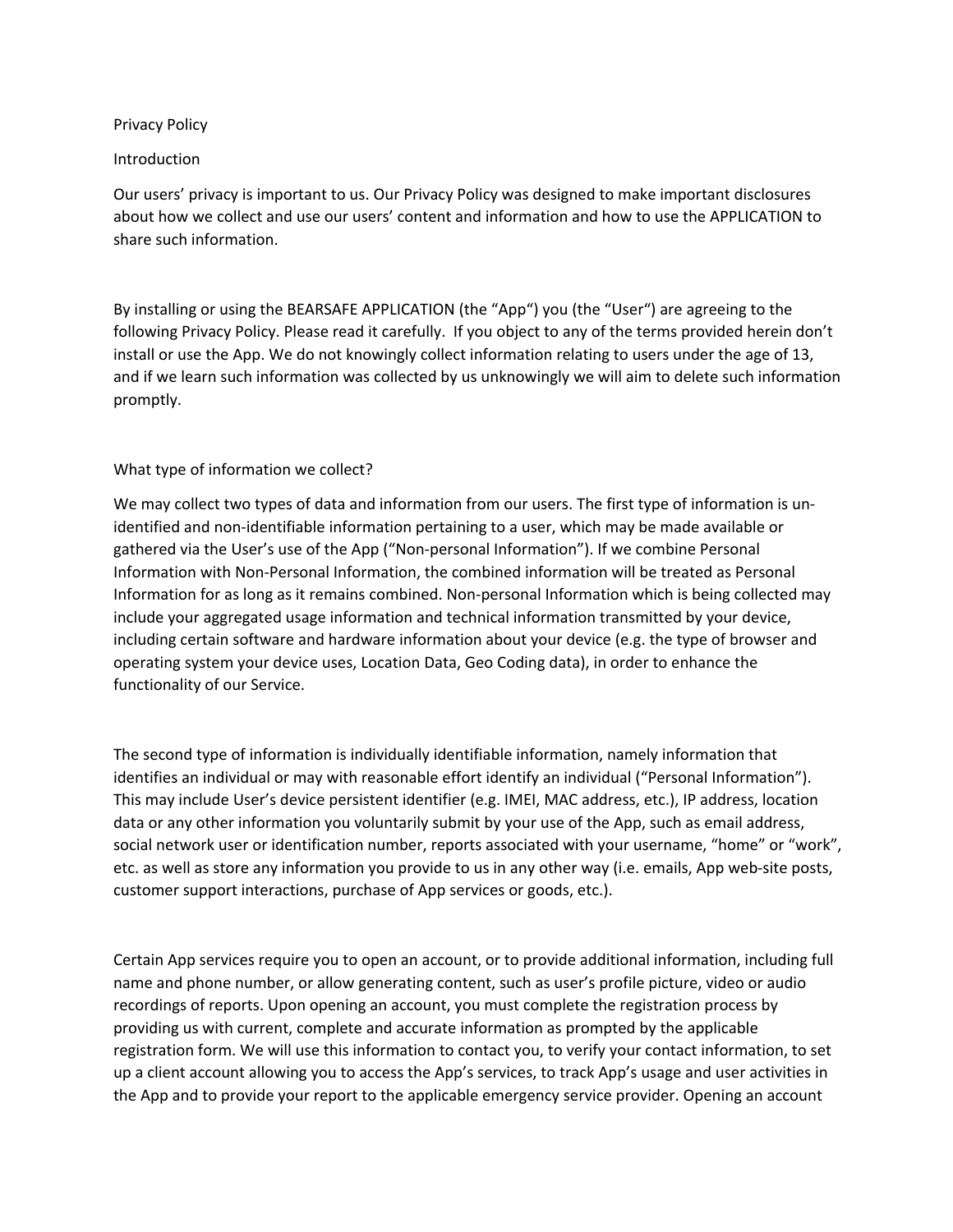# Privacy Policy

## Introduction

Our users' privacy is important to us. Our Privacy Policy was designed to make important disclosures about how we collect and use our users' content and information and how to use the APPLICATION to share such information.

By installing or using the BEARSAFE APPLICATION (the "App") you (the "User") are agreeing to the following Privacy Policy. Please read it carefully. If you object to any of the terms provided herein don't install or use the App. We do not knowingly collect information relating to users under the age of 13, and if we learn such information was collected by us unknowingly we will aim to delete such information promptly.

## What type of information we collect?

We may collect two types of data and information from our users. The first type of information is un-identified and non-identifiable information pertaining to a user, which may be made available or gathered via the User's use of the App ("Non-personal Information"). If we combine Personal Information with Non-Personal Information, the combined information will be treated as Personal Information for as long as it remains combined. Non-personal Information which is being collected may include your aggregated usage information and technical information transmitted by your device, including certain software and hardware information about your device (e.g. the type of browser and operating system your device uses, Location Data, Geo Coding data), in order to enhance the functionality of our Service.

The second type of information is individually identifiable information, namely information that identifies an individual or may with reasonable effort identify an individual ("Personal Information"). This may include User's device persistent identifier (e.g. IMEI, MAC address, etc.), IP address, location data or any other information you voluntarily submit by your use of the App, such as email address, social network user or identification number, reports associated with your username, "home" or "work", etc. as well as store any information you provide to us in any other way (i.e. emails, App web-site posts, customer support interactions, purchase of App services or goods, etc.).

Certain App services require you to open an account, or to provide additional information, including full name and phone number, or allow generating content, such as user's profile picture, video or audio recordings of reports. Upon opening an account, you must complete the registration process by providing us with current, complete and accurate information as prompted by the applicable registration form. We will use this information to contact you, to verify your contact information, to set up a client account allowing you to access the App's services, to track App's usage and user activities in the App and to provide your report to the applicable emergency service provider. Opening an account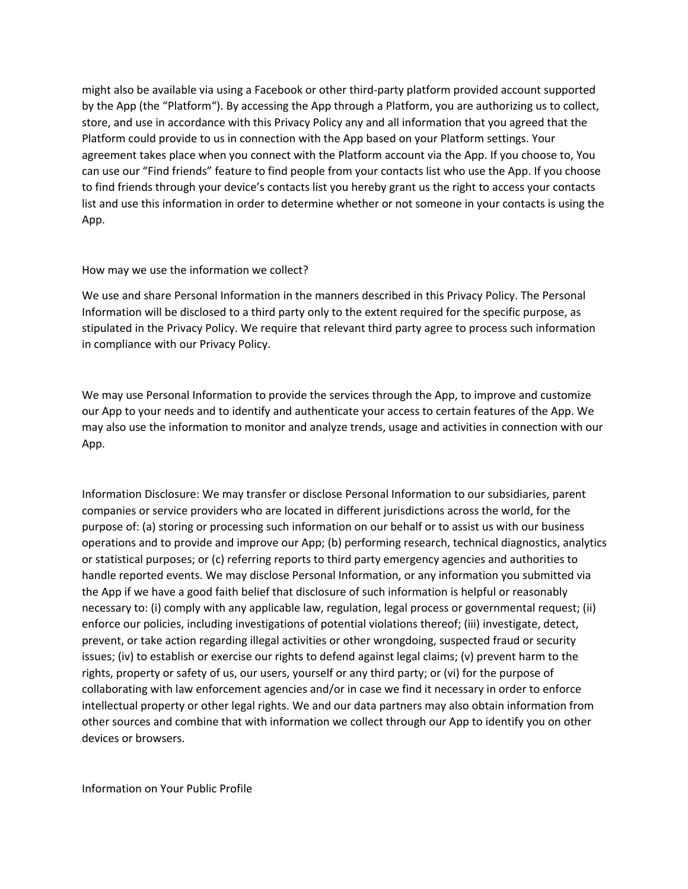might also be available via using a Facebook or other third-party platform provided account supported by the App (the "Platform"). By accessing the App through a Platform, you are authorizing us to collect, store, and use in accordance with this Privacy Policy any and all information that you agreed that the Platform could provide to us in connection with the App based on your Platform settings. Your agreement takes place when you connect with the Platform account via the App. If you choose to, You can use our "Find friends" feature to find people from your contacts list who use the App. If you choose to find friends through your device's contacts list you hereby grant us the right to access your contacts list and use this information in order to determine whether or not someone in your contacts is using the App.

## How may we use the information we collect?

We use and share Personal Information in the manners described in this Privacy Policy. The Personal Information will be disclosed to a third party only to the extent required for the specific purpose, as stipulated in the Privacy Policy. We require that relevant third party agree to process such information in compliance with our Privacy Policy.

We may use Personal Information to provide the services through the App, to improve and customize our App to your needs and to identify and authenticate your access to certain features of the App. We may also use the information to monitor and analyze trends, usage and activities in connection with our App.

Information Disclosure: We may transfer or disclose Personal Information to our subsidiaries, parent companies or service providers who are located in different jurisdictions across the world, for the purpose of: (a) storing or processing such information on our behalf or to assist us with our business operations and to provide and improve our App; (b) performing research, technical diagnostics, analytics or statistical purposes; or (c) referring reports to third party emergency agencies and authorities to handle reported events. We may disclose Personal Information, or any information you submitted via the App if we have a good faith belief that disclosure of such information is helpful or reasonably necessary to: (i) comply with any applicable law, regulation, legal process or governmental request; (ii) enforce our policies, including investigations of potential violations thereof; (iii) investigate, detect, prevent, or take action regarding illegal activities or other wrongdoing, suspected fraud or security issues; (iv) to establish or exercise our rights to defend against legal claims; (v) prevent harm to the rights, property or safety of us, our users, yourself or any third party; or (vi) for the purpose of collaborating with law enforcement agencies and/or in case we find it necessary in order to enforce intellectual property or other legal rights. We and our data partners may also obtain information from other sources and combine that with information we collect through our App to identify you on other devices or browsers.

## Information on Your Public Profile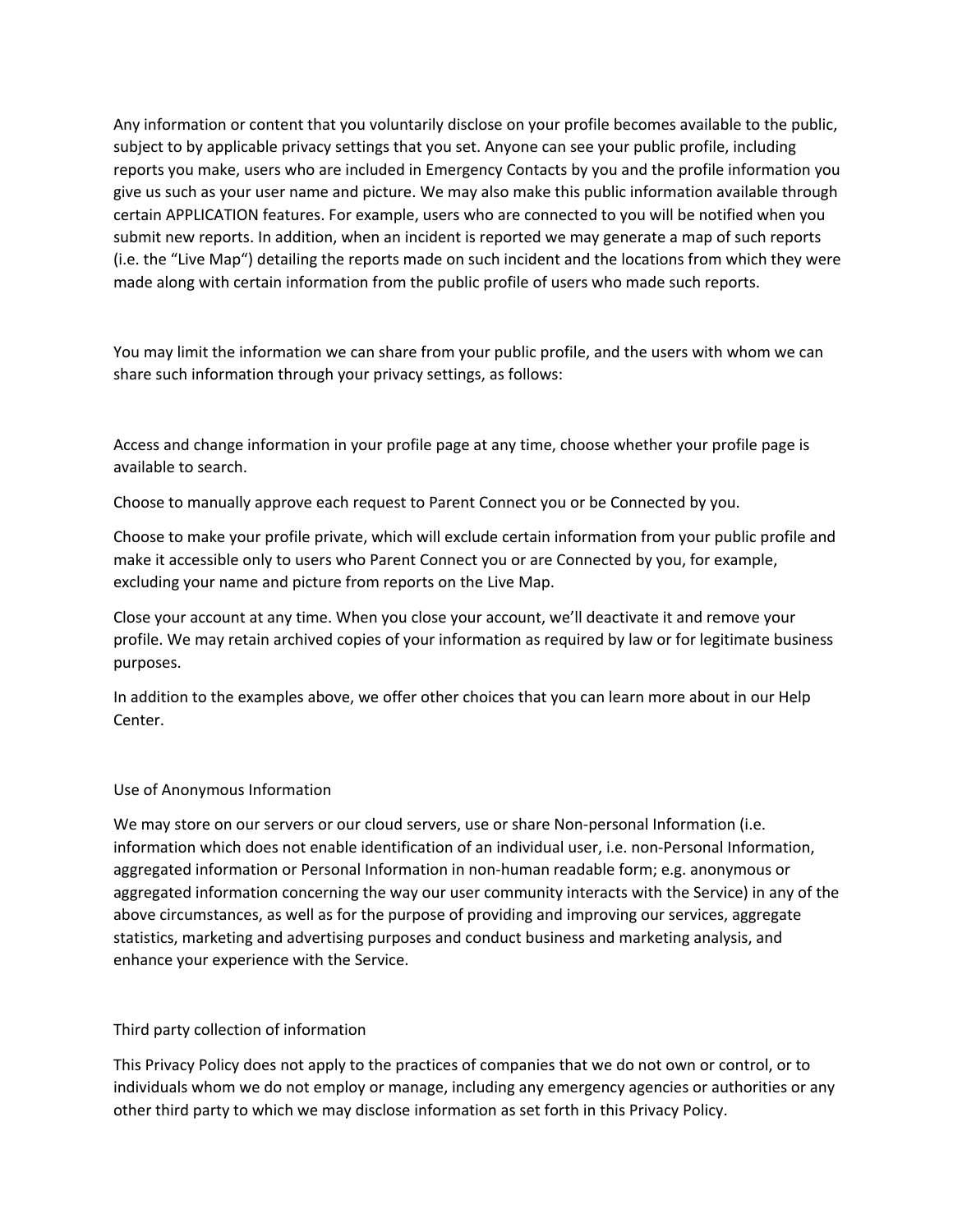Any information or content that you voluntarily disclose on your profile becomes available to the public, subject to by applicable privacy settings that you set. Anyone can see your public profile, including reports you make, users who are included in Emergency Contacts by you and the profile information you give us such as your user name and picture. We may also make this public information available through certain APPLICATION features. For example, users who are connected to you will be notified when you submit new reports. In addition, when an incident is reported we may generate a map of such reports (i.e. the "Live Map") detailing the reports made on such incident and the locations from which they were made along with certain information from the public profile of users who made such reports.

You may limit the information we can share from your public profile, and the users with whom we can share such information through your privacy settings, as follows:

Access and change information in your profile page at any time, choose whether your profile page is available to search.

Choose to manually approve each request to Parent Connect you or be Connected by you.

Choose to make your profile private, which will exclude certain information from your public profile and make it accessible only to users who Parent Connect you or are Connected by you, for example, excluding your name and picture from reports on the Live Map.

Close your account at any time. When you close your account, we'll deactivate it and remove your profile. We may retain archived copies of your information as required by law or for legitimate business purposes.

In addition to the examples above, we offer other choices that you can learn more about in our Help Center.

## Use of Anonymous Information

We may store on our servers or our cloud servers, use or share Non-personal Information (i.e. information which does not enable identification of an individual user, i.e. non-Personal Information, aggregated information or Personal Information in non-human readable form; e.g. anonymous or aggregated information concerning the way our user community interacts with the Service) in any of the above circumstances, as well as for the purpose of providing and improving our services, aggregate statistics, marketing and advertising purposes and conduct business and marketing analysis, and enhance your experience with the Service.

## Third party collection of information

This Privacy Policy does not apply to the practices of companies that we do not own or control, or to individuals whom we do not employ or manage, including any emergency agencies or authorities or any other third party to which we may disclose information as set forth in this Privacy Policy.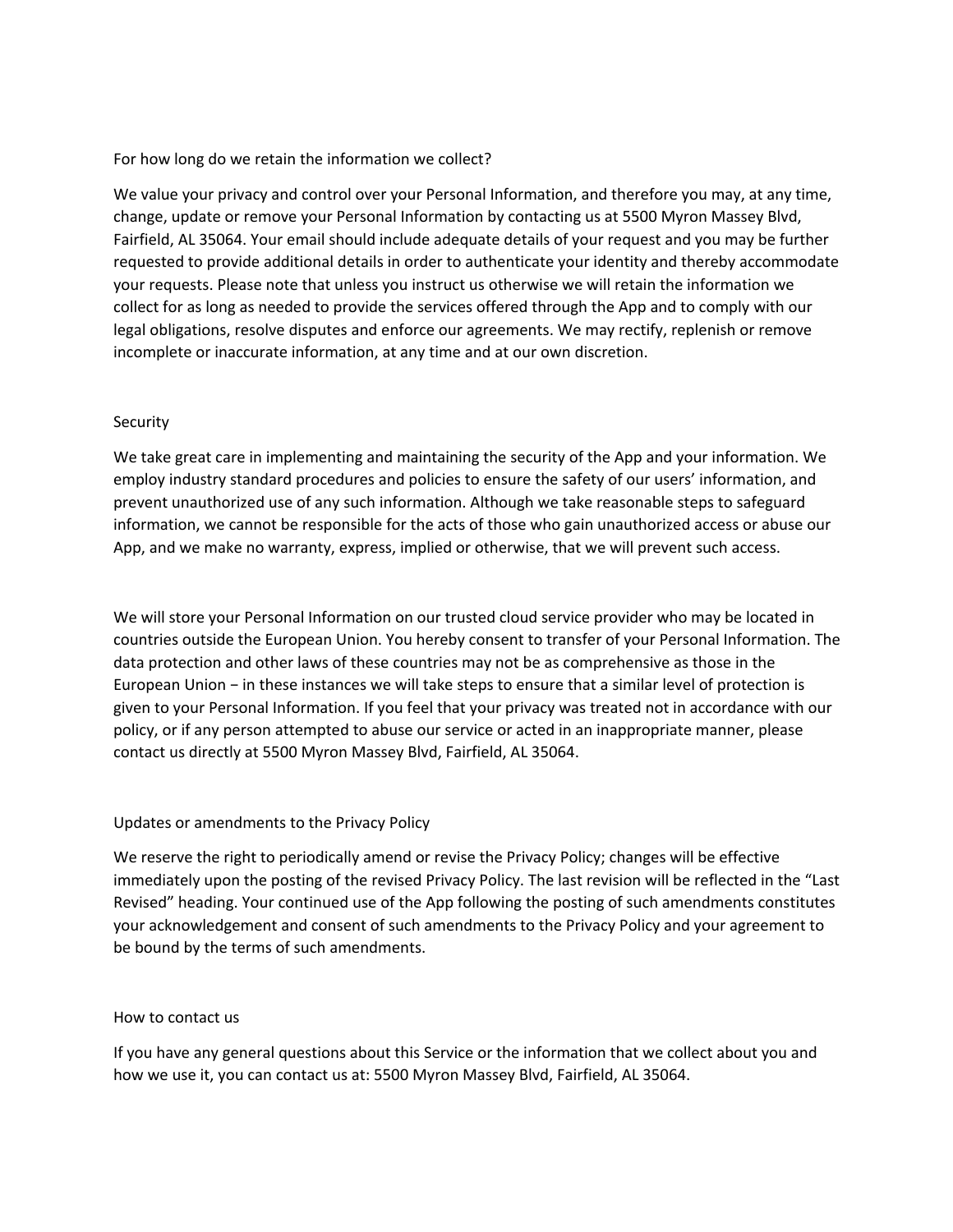## For how long do we retain the information we collect?

We value your privacy and control over your Personal Information, and therefore you may, at any time, change, update or remove your Personal Information by contacting us at 5500 Myron Massey Blvd, Fairfield, AL 35064. Your email should include adequate details of your request and you may be further requested to provide additional details in order to authenticate your identity and thereby accommodate your requests. Please note that unless you instruct us otherwise we will retain the information we collect for as long as needed to provide the services offered through the App and to comply with our legal obligations, resolve disputes and enforce our agreements. We may rectify, replenish or remove incomplete or inaccurate information, at any time and at our own discretion.

## Security

We take great care in implementing and maintaining the security of the App and your information. We employ industry standard procedures and policies to ensure the safety of our users' information, and prevent unauthorized use of any such information. Although we take reasonable steps to safeguard information, we cannot be responsible for the acts of those who gain unauthorized access or abuse our App, and we make no warranty, express, implied or otherwise, that we will prevent such access.

We will store your Personal Information on our trusted cloud service provider who may be located in countries outside the European Union. You hereby consent to transfer of your Personal Information. The data protection and other laws of these countries may not be as comprehensive as those in the European Union − in these instances we will take steps to ensure that a similar level of protection is given to your Personal Information. If you feel that your privacy was treated not in accordance with our policy, or if any person attempted to abuse our service or acted in an inappropriate manner, please contact us directly at 5500 Myron Massey Blvd, Fairfield, AL 35064.

## Updates or amendments to the Privacy Policy

We reserve the right to periodically amend or revise the Privacy Policy; changes will be effective immediately upon the posting of the revised Privacy Policy. The last revision will be reflected in the "Last Revised" heading. Your continued use of the App following the posting of such amendments constitutes your acknowledgement and consent of such amendments to the Privacy Policy and your agreement to be bound by the terms of such amendments.

## How to contact us

If you have any general questions about this Service or the information that we collect about you and how we use it, you can contact us at: 5500 Myron Massey Blvd, Fairfield, AL 35064.